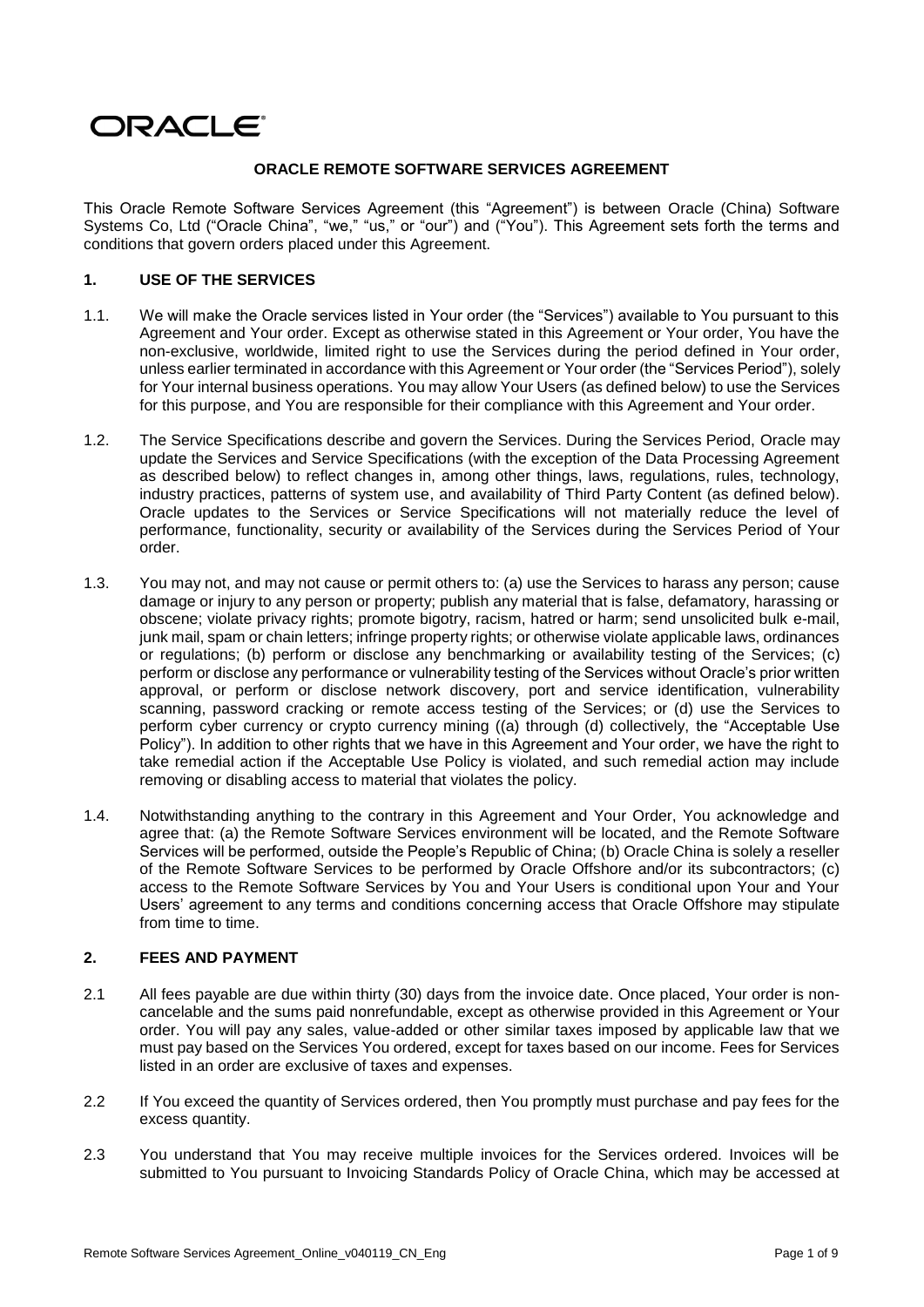ORACLE

**ORACLE REMOTE SOFTWARE SERVICES AGREEMENT**

This Oracle Remote Software Services Agreement (this "Agreement") is between Oracle (China) Software Systems Co, Ltd ("Oracle China", "we," "us," or "our") and ("You"). This Agreement sets forth the terms and conditions that govern orders placed under this Agreement.

## 1. USE OF THE SERVICES

1.1. We will make the Oracle services listed in Your order (the "Services") available to You pursuant to this Agreement and Your order. Except as otherwise stated in this Agreement or Your order, You have the non-exclusive, worldwide, limited right to use the Services during the period defined in Your order, unless earlier terminated in accordance with this Agreement or Your order (the "Services Period"), solely for Your internal business operations. You may allow Your Users (as defined below) to use the Services for this purpose, and You are responsible for their compliance with this Agreement and Your order.

1.2. The Service Specifications describe and govern the Services. During the Services Period, Oracle may update the Services and Service Specifications (with the exception of the Data Processing Agreement as described below) to reflect changes in, among other things, laws, regulations, rules, technology, industry practices, patterns of system use, and availability of Third Party Content (as defined below). Oracle updates to the Services or Service Specifications will not materially reduce the level of performance, functionality, security or availability of the Services during the Services Period of Your order.

1.3. You may not, and may not cause or permit others to: (a) use the Services to harass any person; cause damage or injury to any person or property; publish any material that is false, defamatory, harassing or obscene; violate privacy rights; promote bigotry, racism, hatred or harm; send unsolicited bulk e-mail, junk mail, spam or chain letters; infringe property rights; or otherwise violate applicable laws, ordinances or regulations; (b) perform or disclose any benchmarking or availability testing of the Services; (c) perform or disclose any performance or vulnerability testing of the Services without Oracle's prior written approval, or perform or disclose network discovery, port and service identification, vulnerability scanning, password cracking or remote access testing of the Services; or (d) use the Services to perform cyber currency or crypto currency mining ((a) through (d) collectively, the "Acceptable Use Policy"). In addition to other rights that we have in this Agreement and Your order, we have the right to take remedial action if the Acceptable Use Policy is violated, and such remedial action may include removing or disabling access to material that violates the policy.

1.4. Notwithstanding anything to the contrary in this Agreement and Your Order, You acknowledge and agree that: (a) the Remote Software Services environment will be located, and the Remote Software Services will be performed, outside the People's Republic of China; (b) Oracle China is solely a reseller of the Remote Software Services to be performed by Oracle Offshore and/or its subcontractors; (c) access to the Remote Software Services by You and Your Users is conditional upon Your and Your Users' agreement to any terms and conditions concerning access that Oracle Offshore may stipulate from time to time.

## 2. FEES AND PAYMENT

2.1 All fees payable are due within thirty (30) days from the invoice date. Once placed, Your order is non-cancelable and the sums paid nonrefundable, except as otherwise provided in this Agreement or Your order. You will pay any sales, value-added or other similar taxes imposed by applicable law that we must pay based on the Services You ordered, except for taxes based on our income. Fees for Services listed in an order are exclusive of taxes and expenses.

2.2 If You exceed the quantity of Services ordered, then You promptly must purchase and pay fees for the excess quantity.

2.3 You understand that You may receive multiple invoices for the Services ordered. Invoices will be submitted to You pursuant to Invoicing Standards Policy of Oracle China, which may be accessed at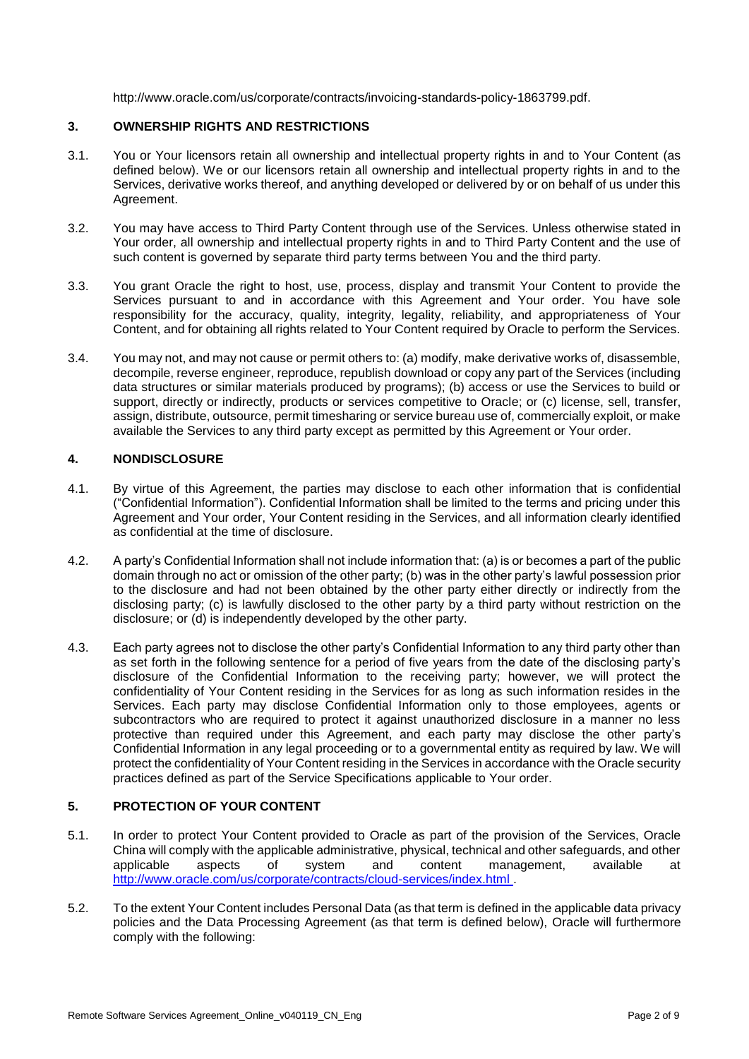http://www.oracle.com/us/corporate/contracts/invoicing-standards-policy-1863799.pdf.

## 3. OWNERSHIP RIGHTS AND RESTRICTIONS

3.1. You or Your licensors retain all ownership and intellectual property rights in and to Your Content (as defined below). We or our licensors retain all ownership and intellectual property rights in and to the Services, derivative works thereof, and anything developed or delivered by or on behalf of us under this Agreement.

3.2. You may have access to Third Party Content through use of the Services. Unless otherwise stated in Your order, all ownership and intellectual property rights in and to Third Party Content and the use of such content is governed by separate third party terms between You and the third party.

3.3. You grant Oracle the right to host, use, process, display and transmit Your Content to provide the Services pursuant to and in accordance with this Agreement and Your order. You have sole responsibility for the accuracy, quality, integrity, legality, reliability, and appropriateness of Your Content, and for obtaining all rights related to Your Content required by Oracle to perform the Services.

3.4. You may not, and may not cause or permit others to: (a) modify, make derivative works of, disassemble, decompile, reverse engineer, reproduce, republish download or copy any part of the Services (including data structures or similar materials produced by programs); (b) access or use the Services to build or support, directly or indirectly, products or services competitive to Oracle; or (c) license, sell, transfer, assign, distribute, outsource, permit timesharing or service bureau use of, commercially exploit, or make available the Services to any third party except as permitted by this Agreement or Your order.

## 4. NONDISCLOSURE

4.1. By virtue of this Agreement, the parties may disclose to each other information that is confidential ("Confidential Information"). Confidential Information shall be limited to the terms and pricing under this Agreement and Your order, Your Content residing in the Services, and all information clearly identified as confidential at the time of disclosure.

4.2. A party's Confidential Information shall not include information that: (a) is or becomes a part of the public domain through no act or omission of the other party; (b) was in the other party's lawful possession prior to the disclosure and had not been obtained by the other party either directly or indirectly from the disclosing party; (c) is lawfully disclosed to the other party by a third party without restriction on the disclosure; or (d) is independently developed by the other party.

4.3. Each party agrees not to disclose the other party's Confidential Information to any third party other than as set forth in the following sentence for a period of five years from the date of the disclosing party's disclosure of the Confidential Information to the receiving party; however, we will protect the confidentiality of Your Content residing in the Services for as long as such information resides in the Services. Each party may disclose Confidential Information only to those employees, agents or subcontractors who are required to protect it against unauthorized disclosure in a manner no less protective than required under this Agreement, and each party may disclose the other party's Confidential Information in any legal proceeding or to a governmental entity as required by law. We will protect the confidentiality of Your Content residing in the Services in accordance with the Oracle security practices defined as part of the Service Specifications applicable to Your order.

## 5. PROTECTION OF YOUR CONTENT

5.1. In order to protect Your Content provided to Oracle as part of the provision of the Services, Oracle China will comply with the applicable administrative, physical, technical and other safeguards, and other applicable aspects of system and content management, available at http://www.oracle.com/us/corporate/contracts/cloud-services/index.html .

5.2. To the extent Your Content includes Personal Data (as that term is defined in the applicable data privacy policies and the Data Processing Agreement (as that term is defined below), Oracle will furthermore comply with the following: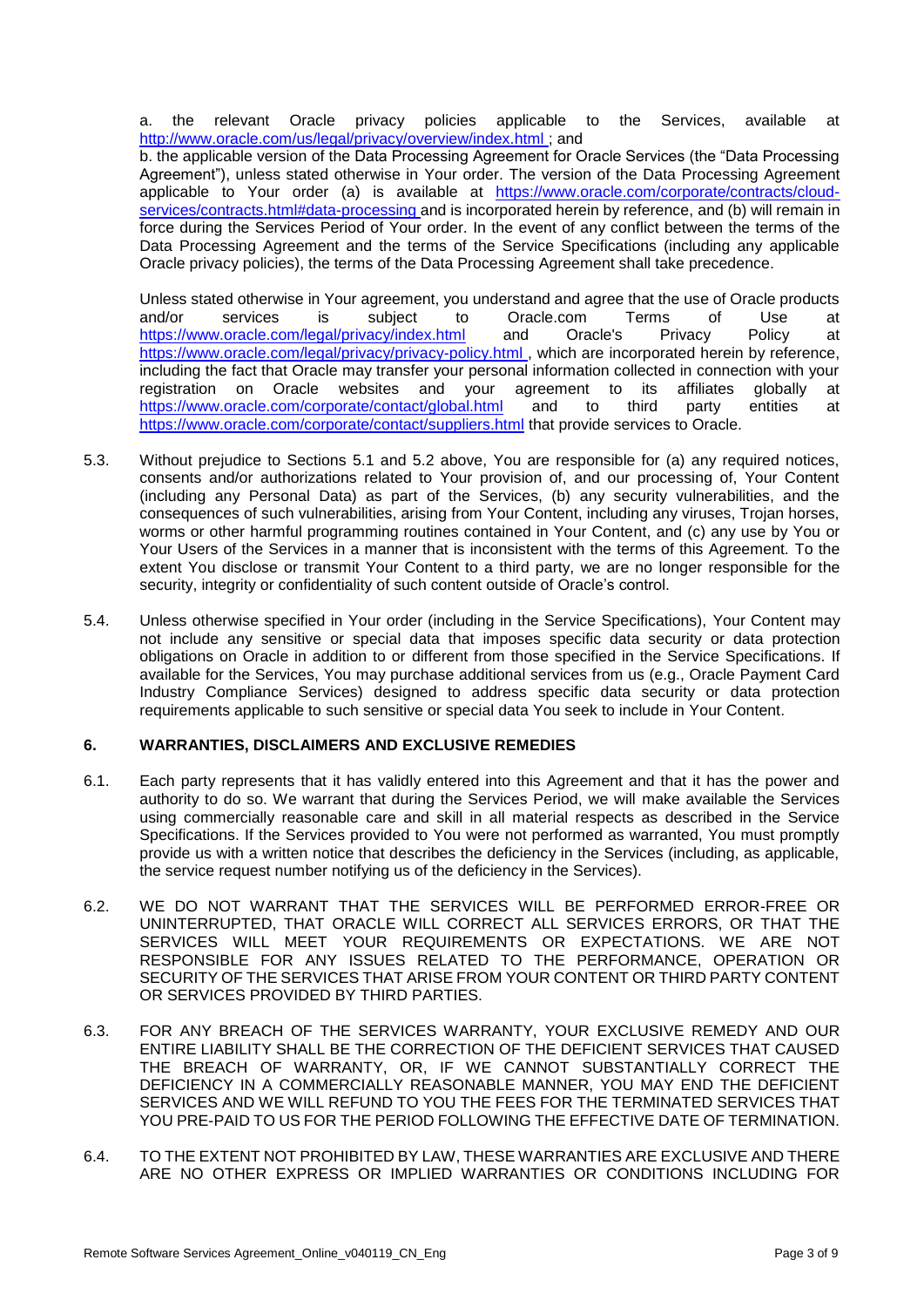a. the relevant Oracle privacy policies applicable to the Services, available at http://www.oracle.com/us/legal/privacy/overview/index.html ; and

b. the applicable version of the Data Processing Agreement for Oracle Services (the "Data Processing Agreement"), unless stated otherwise in Your order. The version of the Data Processing Agreement applicable to Your order (a) is available at https://www.oracle.com/corporate/contracts/cloud-services/contracts.html#data-processing and is incorporated herein by reference, and (b) will remain in force during the Services Period of Your order. In the event of any conflict between the terms of the Data Processing Agreement and the terms of the Service Specifications (including any applicable Oracle privacy policies), the terms of the Data Processing Agreement shall take precedence.

Unless stated otherwise in Your agreement, you understand and agree that the use of Oracle products and/or services is subject to Oracle.com Terms of Use at https://www.oracle.com/legal/privacy/index.html and Oracle's Privacy Policy at https://www.oracle.com/legal/privacy/privacy-policy.html , which are incorporated herein by reference, including the fact that Oracle may transfer your personal information collected in connection with your registration on Oracle websites and your agreement to its affiliates globally at https://www.oracle.com/corporate/contact/global.html and to third party entities at https://www.oracle.com/corporate/contact/suppliers.html that provide services to Oracle.

5.3. Without prejudice to Sections 5.1 and 5.2 above, You are responsible for (a) any required notices, consents and/or authorizations related to Your provision of, and our processing of, Your Content (including any Personal Data) as part of the Services, (b) any security vulnerabilities, and the consequences of such vulnerabilities, arising from Your Content, including any viruses, Trojan horses, worms or other harmful programming routines contained in Your Content, and (c) any use by You or Your Users of the Services in a manner that is inconsistent with the terms of this Agreement. To the extent You disclose or transmit Your Content to a third party, we are no longer responsible for the security, integrity or confidentiality of such content outside of Oracle's control.

5.4. Unless otherwise specified in Your order (including in the Service Specifications), Your Content may not include any sensitive or special data that imposes specific data security or data protection obligations on Oracle in addition to or different from those specified in the Service Specifications. If available for the Services, You may purchase additional services from us (e.g., Oracle Payment Card Industry Compliance Services) designed to address specific data security or data protection requirements applicable to such sensitive or special data You seek to include in Your Content.

## 6. WARRANTIES, DISCLAIMERS AND EXCLUSIVE REMEDIES

6.1. Each party represents that it has validly entered into this Agreement and that it has the power and authority to do so. We warrant that during the Services Period, we will make available the Services using commercially reasonable care and skill in all material respects as described in the Service Specifications. If the Services provided to You were not performed as warranted, You must promptly provide us with a written notice that describes the deficiency in the Services (including, as applicable, the service request number notifying us of the deficiency in the Services).

6.2. WE DO NOT WARRANT THAT THE SERVICES WILL BE PERFORMED ERROR-FREE OR UNINTERRUPTED, THAT ORACLE WILL CORRECT ALL SERVICES ERRORS, OR THAT THE SERVICES WILL MEET YOUR REQUIREMENTS OR EXPECTATIONS. WE ARE NOT RESPONSIBLE FOR ANY ISSUES RELATED TO THE PERFORMANCE, OPERATION OR SECURITY OF THE SERVICES THAT ARISE FROM YOUR CONTENT OR THIRD PARTY CONTENT OR SERVICES PROVIDED BY THIRD PARTIES.

6.3. FOR ANY BREACH OF THE SERVICES WARRANTY, YOUR EXCLUSIVE REMEDY AND OUR ENTIRE LIABILITY SHALL BE THE CORRECTION OF THE DEFICIENT SERVICES THAT CAUSED THE BREACH OF WARRANTY, OR, IF WE CANNOT SUBSTANTIALLY CORRECT THE DEFICIENCY IN A COMMERCIALLY REASONABLE MANNER, YOU MAY END THE DEFICIENT SERVICES AND WE WILL REFUND TO YOU THE FEES FOR THE TERMINATED SERVICES THAT YOU PRE-PAID TO US FOR THE PERIOD FOLLOWING THE EFFECTIVE DATE OF TERMINATION.

6.4. TO THE EXTENT NOT PROHIBITED BY LAW, THESE WARRANTIES ARE EXCLUSIVE AND THERE ARE NO OTHER EXPRESS OR IMPLIED WARRANTIES OR CONDITIONS INCLUDING FOR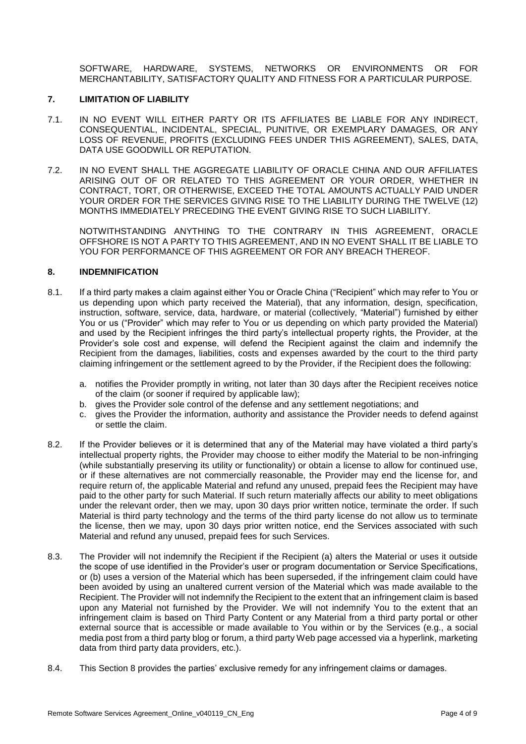SOFTWARE, HARDWARE, SYSTEMS, NETWORKS OR ENVIRONMENTS OR FOR MERCHANTABILITY, SATISFACTORY QUALITY AND FITNESS FOR A PARTICULAR PURPOSE.

## 7. LIMITATION OF LIABILITY

7.1. IN NO EVENT WILL EITHER PARTY OR ITS AFFILIATES BE LIABLE FOR ANY INDIRECT, CONSEQUENTIAL, INCIDENTAL, SPECIAL, PUNITIVE, OR EXEMPLARY DAMAGES, OR ANY LOSS OF REVENUE, PROFITS (EXCLUDING FEES UNDER THIS AGREEMENT), SALES, DATA, DATA USE GOODWILL OR REPUTATION.

7.2. IN NO EVENT SHALL THE AGGREGATE LIABILITY OF ORACLE CHINA AND OUR AFFILIATES ARISING OUT OF OR RELATED TO THIS AGREEMENT OR YOUR ORDER, WHETHER IN CONTRACT, TORT, OR OTHERWISE, EXCEED THE TOTAL AMOUNTS ACTUALLY PAID UNDER YOUR ORDER FOR THE SERVICES GIVING RISE TO THE LIABILITY DURING THE TWELVE (12) MONTHS IMMEDIATELY PRECEDING THE EVENT GIVING RISE TO SUCH LIABILITY.

NOTWITHSTANDING ANYTHING TO THE CONTRARY IN THIS AGREEMENT, ORACLE OFFSHORE IS NOT A PARTY TO THIS AGREEMENT, AND IN NO EVENT SHALL IT BE LIABLE TO YOU FOR PERFORMANCE OF THIS AGREEMENT OR FOR ANY BREACH THEREOF.

## 8. INDEMNIFICATION

8.1. If a third party makes a claim against either You or Oracle China ("Recipient" which may refer to You or us depending upon which party received the Material), that any information, design, specification, instruction, software, service, data, hardware, or material (collectively, "Material") furnished by either You or us ("Provider" which may refer to You or us depending on which party provided the Material) and used by the Recipient infringes the third party's intellectual property rights, the Provider, at the Provider's sole cost and expense, will defend the Recipient against the claim and indemnify the Recipient from the damages, liabilities, costs and expenses awarded by the court to the third party claiming infringement or the settlement agreed to by the Provider, if the Recipient does the following:

a. notifies the Provider promptly in writing, not later than 30 days after the Recipient receives notice of the claim (or sooner if required by applicable law);
b. gives the Provider sole control of the defense and any settlement negotiations; and
c. gives the Provider the information, authority and assistance the Provider needs to defend against or settle the claim.

8.2. If the Provider believes or it is determined that any of the Material may have violated a third party's intellectual property rights, the Provider may choose to either modify the Material to be non-infringing (while substantially preserving its utility or functionality) or obtain a license to allow for continued use, or if these alternatives are not commercially reasonable, the Provider may end the license for, and require return of, the applicable Material and refund any unused, prepaid fees the Recipient may have paid to the other party for such Material. If such return materially affects our ability to meet obligations under the relevant order, then we may, upon 30 days prior written notice, terminate the order. If such Material is third party technology and the terms of the third party license do not allow us to terminate the license, then we may, upon 30 days prior written notice, end the Services associated with such Material and refund any unused, prepaid fees for such Services.

8.3. The Provider will not indemnify the Recipient if the Recipient (a) alters the Material or uses it outside the scope of use identified in the Provider's user or program documentation or Service Specifications, or (b) uses a version of the Material which has been superseded, if the infringement claim could have been avoided by using an unaltered current version of the Material which was made available to the Recipient. The Provider will not indemnify the Recipient to the extent that an infringement claim is based upon any Material not furnished by the Provider. We will not indemnify You to the extent that an infringement claim is based on Third Party Content or any Material from a third party portal or other external source that is accessible or made available to You within or by the Services (e.g., a social media post from a third party blog or forum, a third party Web page accessed via a hyperlink, marketing data from third party data providers, etc.).

8.4. This Section 8 provides the parties' exclusive remedy for any infringement claims or damages.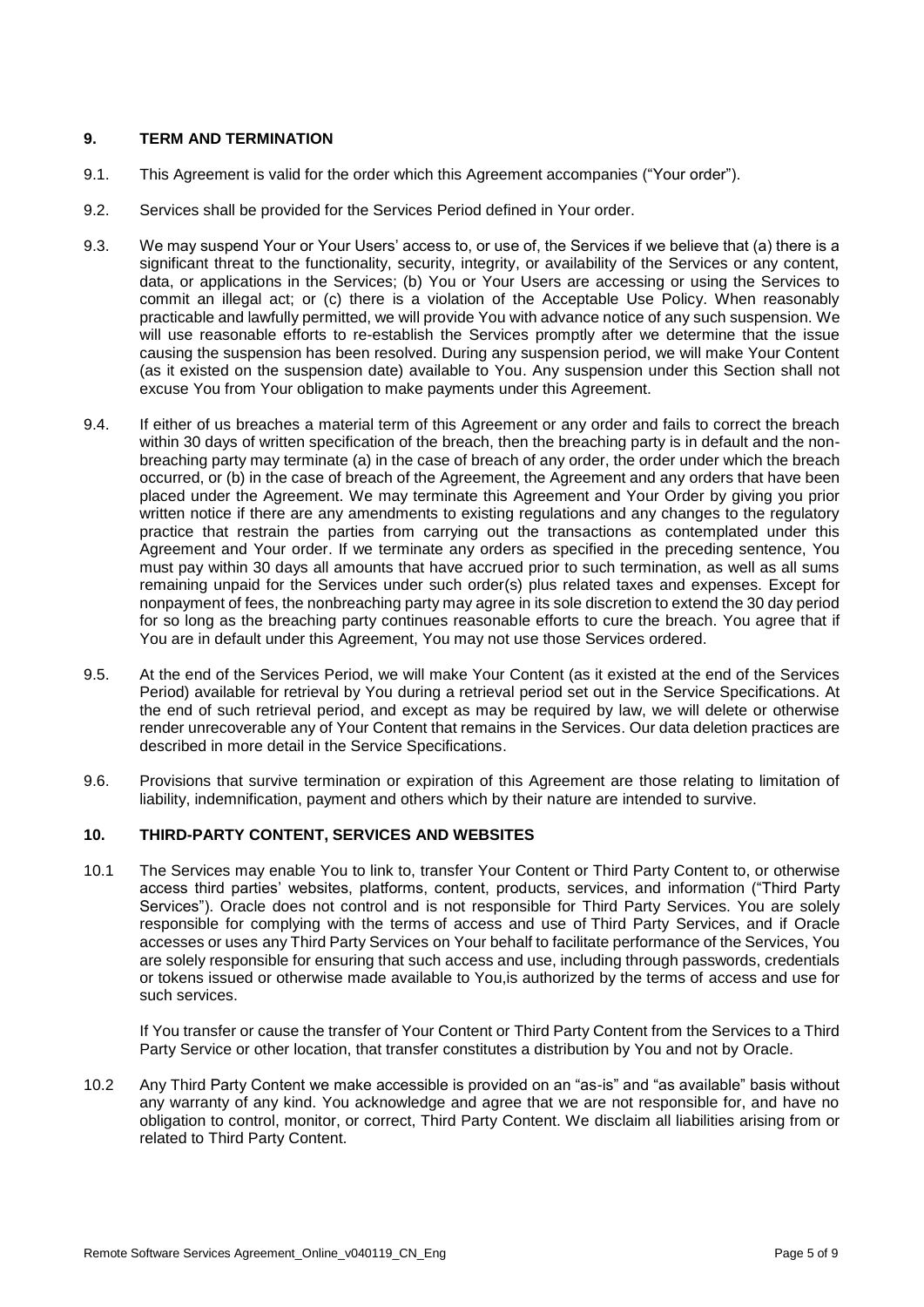## 9. TERM AND TERMINATION

9.1. This Agreement is valid for the order which this Agreement accompanies ("Your order").

9.2. Services shall be provided for the Services Period defined in Your order.

9.3. We may suspend Your or Your Users' access to, or use of, the Services if we believe that (a) there is a significant threat to the functionality, security, integrity, or availability of the Services or any content, data, or applications in the Services; (b) You or Your Users are accessing or using the Services to commit an illegal act; or (c) there is a violation of the Acceptable Use Policy. When reasonably practicable and lawfully permitted, we will provide You with advance notice of any such suspension. We will use reasonable efforts to re-establish the Services promptly after we determine that the issue causing the suspension has been resolved. During any suspension period, we will make Your Content (as it existed on the suspension date) available to You. Any suspension under this Section shall not excuse You from Your obligation to make payments under this Agreement.

9.4. If either of us breaches a material term of this Agreement or any order and fails to correct the breach within 30 days of written specification of the breach, then the breaching party is in default and the non-breaching party may terminate (a) in the case of breach of any order, the order under which the breach occurred, or (b) in the case of breach of the Agreement, the Agreement and any orders that have been placed under the Agreement. We may terminate this Agreement and Your Order by giving you prior written notice if there are any amendments to existing regulations and any changes to the regulatory practice that restrain the parties from carrying out the transactions as contemplated under this Agreement and Your order. If we terminate any orders as specified in the preceding sentence, You must pay within 30 days all amounts that have accrued prior to such termination, as well as all sums remaining unpaid for the Services under such order(s) plus related taxes and expenses. Except for nonpayment of fees, the nonbreaching party may agree in its sole discretion to extend the 30 day period for so long as the breaching party continues reasonable efforts to cure the breach. You agree that if You are in default under this Agreement, You may not use those Services ordered.

9.5. At the end of the Services Period, we will make Your Content (as it existed at the end of the Services Period) available for retrieval by You during a retrieval period set out in the Service Specifications. At the end of such retrieval period, and except as may be required by law, we will delete or otherwise render unrecoverable any of Your Content that remains in the Services. Our data deletion practices are described in more detail in the Service Specifications.

9.6. Provisions that survive termination or expiration of this Agreement are those relating to limitation of liability, indemnification, payment and others which by their nature are intended to survive.

## 10. THIRD-PARTY CONTENT, SERVICES AND WEBSITES

10.1 The Services may enable You to link to, transfer Your Content or Third Party Content to, or otherwise access third parties' websites, platforms, content, products, services, and information ("Third Party Services"). Oracle does not control and is not responsible for Third Party Services. You are solely responsible for complying with the terms of access and use of Third Party Services, and if Oracle accesses or uses any Third Party Services on Your behalf to facilitate performance of the Services, You are solely responsible for ensuring that such access and use, including through passwords, credentials or tokens issued or otherwise made available to You,is authorized by the terms of access and use for such services.

If You transfer or cause the transfer of Your Content or Third Party Content from the Services to a Third Party Service or other location, that transfer constitutes a distribution by You and not by Oracle.

10.2 Any Third Party Content we make accessible is provided on an "as-is" and "as available" basis without any warranty of any kind. You acknowledge and agree that we are not responsible for, and have no obligation to control, monitor, or correct, Third Party Content. We disclaim all liabilities arising from or related to Third Party Content.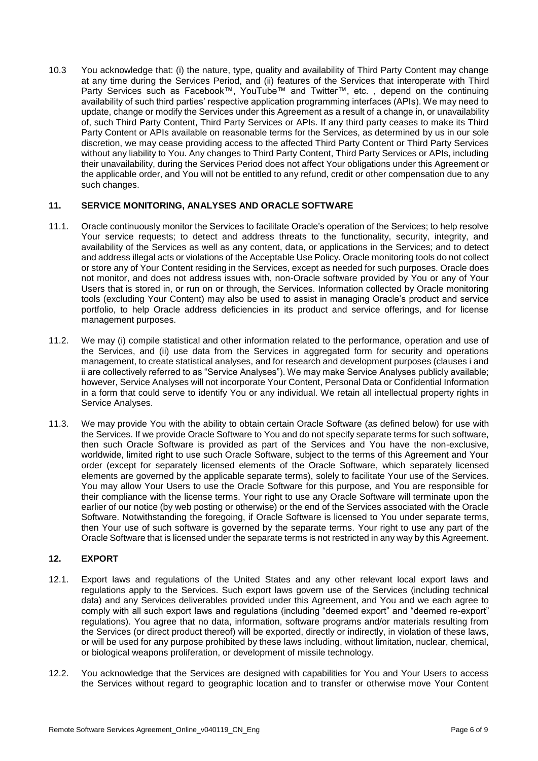10.3 You acknowledge that: (i) the nature, type, quality and availability of Third Party Content may change at any time during the Services Period, and (ii) features of the Services that interoperate with Third Party Services such as Facebook™, YouTube™ and Twitter™, etc. , depend on the continuing availability of such third parties' respective application programming interfaces (APIs). We may need to update, change or modify the Services under this Agreement as a result of a change in, or unavailability of, such Third Party Content, Third Party Services or APIs. If any third party ceases to make its Third Party Content or APIs available on reasonable terms for the Services, as determined by us in our sole discretion, we may cease providing access to the affected Third Party Content or Third Party Services without any liability to You. Any changes to Third Party Content, Third Party Services or APIs, including their unavailability, during the Services Period does not affect Your obligations under this Agreement or the applicable order, and You will not be entitled to any refund, credit or other compensation due to any such changes.

## 11. SERVICE MONITORING, ANALYSES AND ORACLE SOFTWARE

11.1. Oracle continuously monitor the Services to facilitate Oracle's operation of the Services; to help resolve Your service requests; to detect and address threats to the functionality, security, integrity, and availability of the Services as well as any content, data, or applications in the Services; and to detect and address illegal acts or violations of the Acceptable Use Policy. Oracle monitoring tools do not collect or store any of Your Content residing in the Services, except as needed for such purposes. Oracle does not monitor, and does not address issues with, non-Oracle software provided by You or any of Your Users that is stored in, or run on or through, the Services. Information collected by Oracle monitoring tools (excluding Your Content) may also be used to assist in managing Oracle's product and service portfolio, to help Oracle address deficiencies in its product and service offerings, and for license management purposes.

11.2. We may (i) compile statistical and other information related to the performance, operation and use of the Services, and (ii) use data from the Services in aggregated form for security and operations management, to create statistical analyses, and for research and development purposes (clauses i and ii are collectively referred to as "Service Analyses"). We may make Service Analyses publicly available; however, Service Analyses will not incorporate Your Content, Personal Data or Confidential Information in a form that could serve to identify You or any individual. We retain all intellectual property rights in Service Analyses.

11.3. We may provide You with the ability to obtain certain Oracle Software (as defined below) for use with the Services. If we provide Oracle Software to You and do not specify separate terms for such software, then such Oracle Software is provided as part of the Services and You have the non-exclusive, worldwide, limited right to use such Oracle Software, subject to the terms of this Agreement and Your order (except for separately licensed elements of the Oracle Software, which separately licensed elements are governed by the applicable separate terms), solely to facilitate Your use of the Services. You may allow Your Users to use the Oracle Software for this purpose, and You are responsible for their compliance with the license terms. Your right to use any Oracle Software will terminate upon the earlier of our notice (by web posting or otherwise) or the end of the Services associated with the Oracle Software. Notwithstanding the foregoing, if Oracle Software is licensed to You under separate terms, then Your use of such software is governed by the separate terms. Your right to use any part of the Oracle Software that is licensed under the separate terms is not restricted in any way by this Agreement.

## 12. EXPORT

12.1. Export laws and regulations of the United States and any other relevant local export laws and regulations apply to the Services. Such export laws govern use of the Services (including technical data) and any Services deliverables provided under this Agreement, and You and we each agree to comply with all such export laws and regulations (including "deemed export" and "deemed re-export" regulations). You agree that no data, information, software programs and/or materials resulting from the Services (or direct product thereof) will be exported, directly or indirectly, in violation of these laws, or will be used for any purpose prohibited by these laws including, without limitation, nuclear, chemical, or biological weapons proliferation, or development of missile technology.

12.2. You acknowledge that the Services are designed with capabilities for You and Your Users to access the Services without regard to geographic location and to transfer or otherwise move Your Content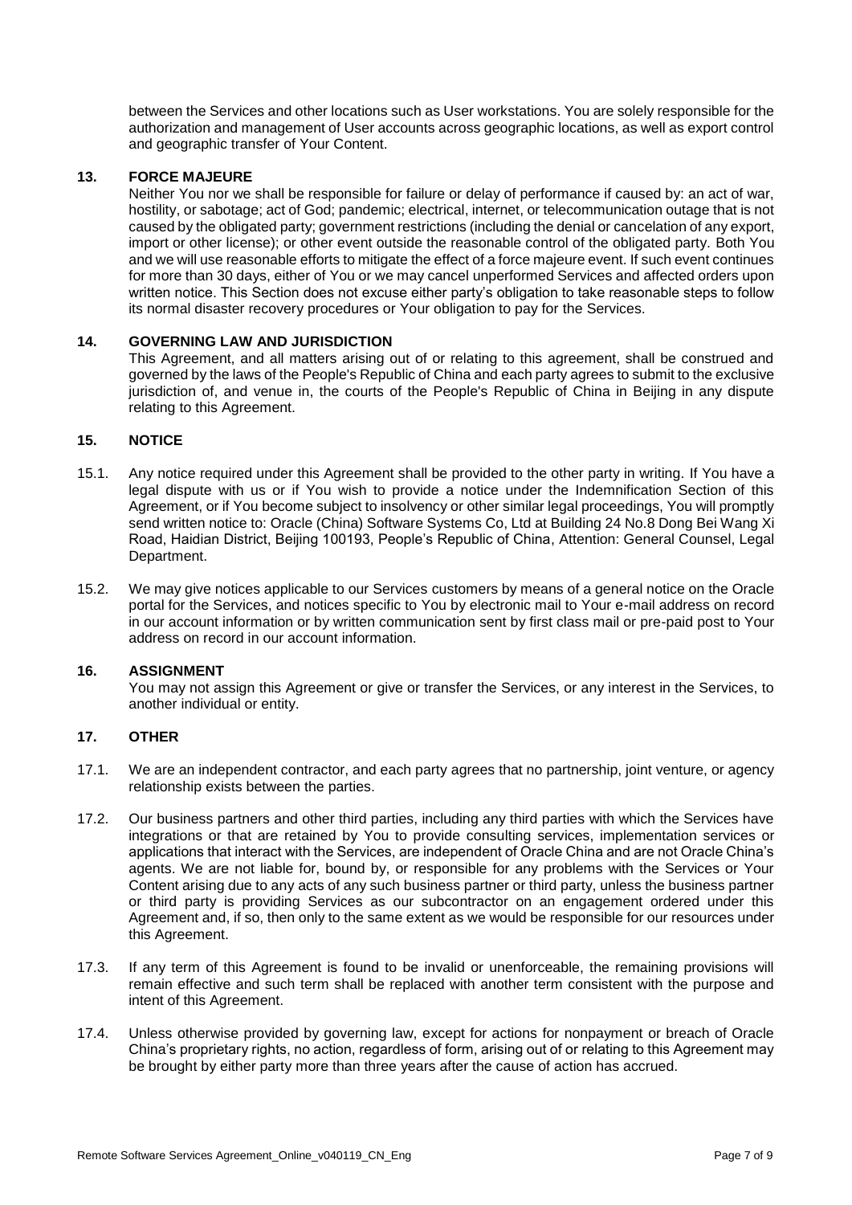between the Services and other locations such as User workstations. You are solely responsible for the authorization and management of User accounts across geographic locations, as well as export control and geographic transfer of Your Content.

## 13. FORCE MAJEURE

Neither You nor we shall be responsible for failure or delay of performance if caused by: an act of war, hostility, or sabotage; act of God; pandemic; electrical, internet, or telecommunication outage that is not caused by the obligated party; government restrictions (including the denial or cancelation of any export, import or other license); or other event outside the reasonable control of the obligated party. Both You and we will use reasonable efforts to mitigate the effect of a force majeure event. If such event continues for more than 30 days, either of You or we may cancel unperformed Services and affected orders upon written notice. This Section does not excuse either party's obligation to take reasonable steps to follow its normal disaster recovery procedures or Your obligation to pay for the Services.

## 14. GOVERNING LAW AND JURISDICTION

This Agreement, and all matters arising out of or relating to this agreement, shall be construed and governed by the laws of the People's Republic of China and each party agrees to submit to the exclusive jurisdiction of, and venue in, the courts of the People's Republic of China in Beijing in any dispute relating to this Agreement.

## 15. NOTICE

15.1. Any notice required under this Agreement shall be provided to the other party in writing. If You have a legal dispute with us or if You wish to provide a notice under the Indemnification Section of this Agreement, or if You become subject to insolvency or other similar legal proceedings, You will promptly send written notice to: Oracle (China) Software Systems Co, Ltd at Building 24 No.8 Dong Bei Wang Xi Road, Haidian District, Beijing 100193, People's Republic of China, Attention: General Counsel, Legal Department.

15.2. We may give notices applicable to our Services customers by means of a general notice on the Oracle portal for the Services, and notices specific to You by electronic mail to Your e-mail address on record in our account information or by written communication sent by first class mail or pre-paid post to Your address on record in our account information.

## 16. ASSIGNMENT

You may not assign this Agreement or give or transfer the Services, or any interest in the Services, to another individual or entity.

## 17. OTHER

17.1. We are an independent contractor, and each party agrees that no partnership, joint venture, or agency relationship exists between the parties.

17.2. Our business partners and other third parties, including any third parties with which the Services have integrations or that are retained by You to provide consulting services, implementation services or applications that interact with the Services, are independent of Oracle China and are not Oracle China's agents. We are not liable for, bound by, or responsible for any problems with the Services or Your Content arising due to any acts of any such business partner or third party, unless the business partner or third party is providing Services as our subcontractor on an engagement ordered under this Agreement and, if so, then only to the same extent as we would be responsible for our resources under this Agreement.

17.3. If any term of this Agreement is found to be invalid or unenforceable, the remaining provisions will remain effective and such term shall be replaced with another term consistent with the purpose and intent of this Agreement.

17.4. Unless otherwise provided by governing law, except for actions for nonpayment or breach of Oracle China's proprietary rights, no action, regardless of form, arising out of or relating to this Agreement may be brought by either party more than three years after the cause of action has accrued.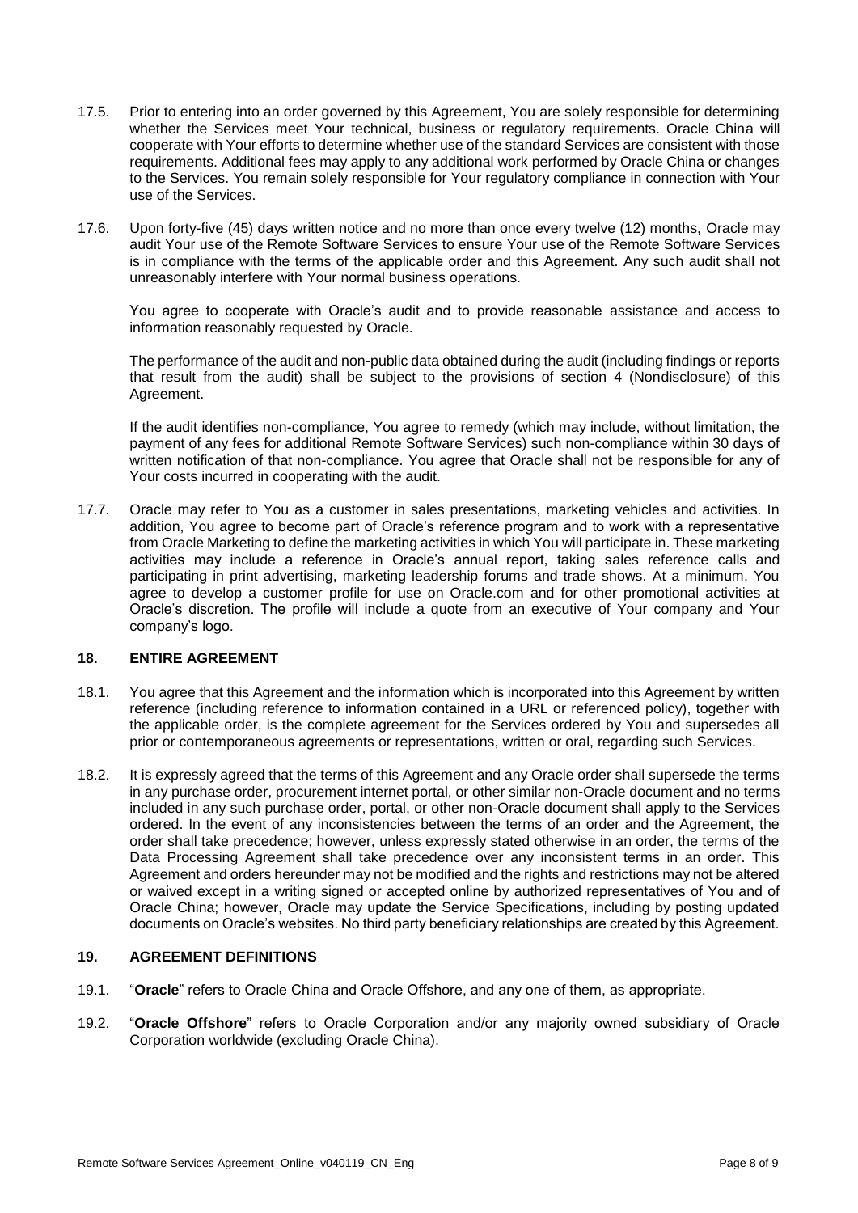17.5. Prior to entering into an order governed by this Agreement, You are solely responsible for determining whether the Services meet Your technical, business or regulatory requirements. Oracle China will cooperate with Your efforts to determine whether use of the standard Services are consistent with those requirements. Additional fees may apply to any additional work performed by Oracle China or changes to the Services. You remain solely responsible for Your regulatory compliance in connection with Your use of the Services.

17.6. Upon forty-five (45) days written notice and no more than once every twelve (12) months, Oracle may audit Your use of the Remote Software Services to ensure Your use of the Remote Software Services is in compliance with the terms of the applicable order and this Agreement. Any such audit shall not unreasonably interfere with Your normal business operations.

You agree to cooperate with Oracle's audit and to provide reasonable assistance and access to information reasonably requested by Oracle.

The performance of the audit and non-public data obtained during the audit (including findings or reports that result from the audit) shall be subject to the provisions of section 4 (Nondisclosure) of this Agreement.

If the audit identifies non-compliance, You agree to remedy (which may include, without limitation, the payment of any fees for additional Remote Software Services) such non-compliance within 30 days of written notification of that non-compliance. You agree that Oracle shall not be responsible for any of Your costs incurred in cooperating with the audit.

17.7. Oracle may refer to You as a customer in sales presentations, marketing vehicles and activities. In addition, You agree to become part of Oracle's reference program and to work with a representative from Oracle Marketing to define the marketing activities in which You will participate in. These marketing activities may include a reference in Oracle's annual report, taking sales reference calls and participating in print advertising, marketing leadership forums and trade shows. At a minimum, You agree to develop a customer profile for use on Oracle.com and for other promotional activities at Oracle's discretion. The profile will include a quote from an executive of Your company and Your company's logo.

## 18. ENTIRE AGREEMENT

18.1. You agree that this Agreement and the information which is incorporated into this Agreement by written reference (including reference to information contained in a URL or referenced policy), together with the applicable order, is the complete agreement for the Services ordered by You and supersedes all prior or contemporaneous agreements or representations, written or oral, regarding such Services.

18.2. It is expressly agreed that the terms of this Agreement and any Oracle order shall supersede the terms in any purchase order, procurement internet portal, or other similar non-Oracle document and no terms included in any such purchase order, portal, or other non-Oracle document shall apply to the Services ordered. In the event of any inconsistencies between the terms of an order and the Agreement, the order shall take precedence; however, unless expressly stated otherwise in an order, the terms of the Data Processing Agreement shall take precedence over any inconsistent terms in an order. This Agreement and orders hereunder may not be modified and the rights and restrictions may not be altered or waived except in a writing signed or accepted online by authorized representatives of You and of Oracle China; however, Oracle may update the Service Specifications, including by posting updated documents on Oracle's websites. No third party beneficiary relationships are created by this Agreement.

## 19. AGREEMENT DEFINITIONS

19.1. "**Oracle**" refers to Oracle China and Oracle Offshore, and any one of them, as appropriate.

19.2. "**Oracle Offshore**" refers to Oracle Corporation and/or any majority owned subsidiary of Oracle Corporation worldwide (excluding Oracle China).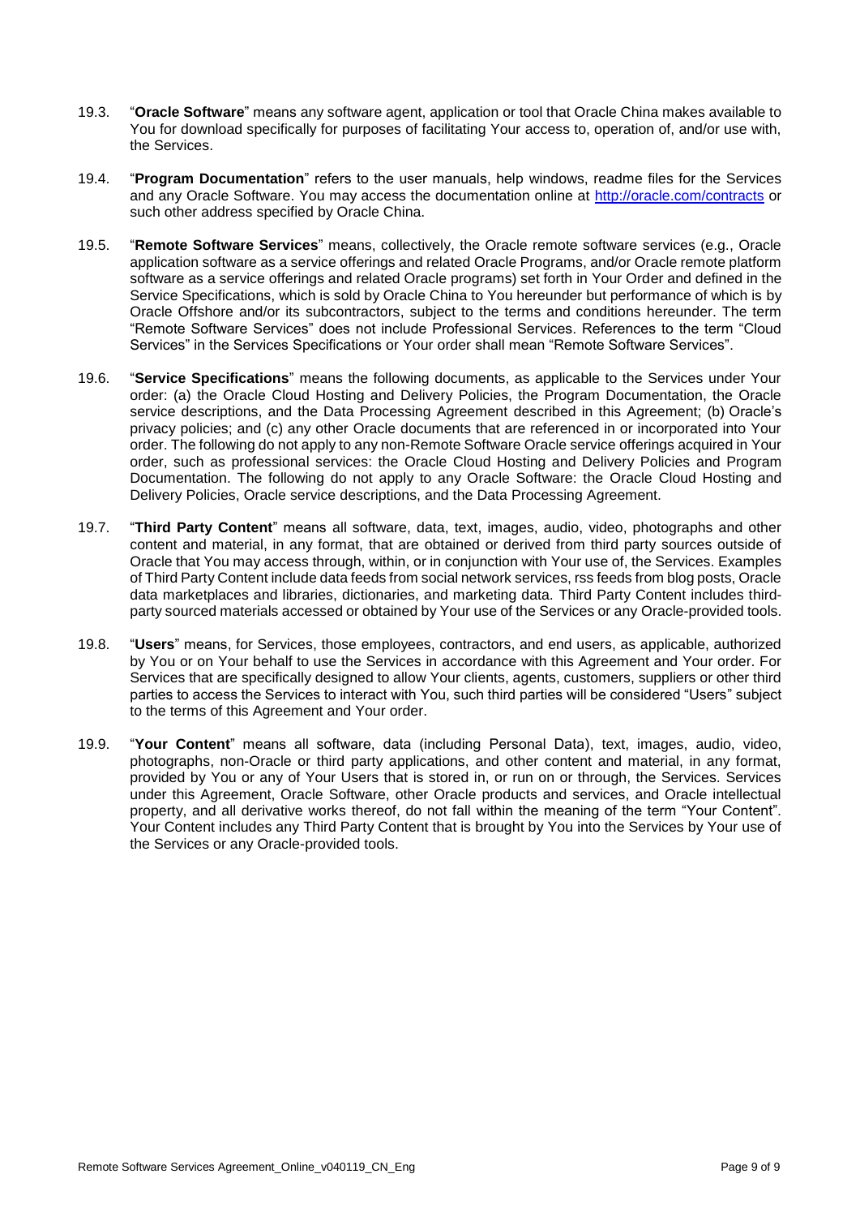19.3. "**Oracle Software**" means any software agent, application or tool that Oracle China makes available to You for download specifically for purposes of facilitating Your access to, operation of, and/or use with, the Services.

19.4. "**Program Documentation**" refers to the user manuals, help windows, readme files for the Services and any Oracle Software. You may access the documentation online at http://oracle.com/contracts or such other address specified by Oracle China.

19.5. "**Remote Software Services**" means, collectively, the Oracle remote software services (e.g., Oracle application software as a service offerings and related Oracle Programs, and/or Oracle remote platform software as a service offerings and related Oracle programs) set forth in Your Order and defined in the Service Specifications, which is sold by Oracle China to You hereunder but performance of which is by Oracle Offshore and/or its subcontractors, subject to the terms and conditions hereunder. The term "Remote Software Services" does not include Professional Services. References to the term "Cloud Services" in the Services Specifications or Your order shall mean "Remote Software Services".

19.6. "**Service Specifications**" means the following documents, as applicable to the Services under Your order: (a) the Oracle Cloud Hosting and Delivery Policies, the Program Documentation, the Oracle service descriptions, and the Data Processing Agreement described in this Agreement; (b) Oracle's privacy policies; and (c) any other Oracle documents that are referenced in or incorporated into Your order. The following do not apply to any non-Remote Software Oracle service offerings acquired in Your order, such as professional services: the Oracle Cloud Hosting and Delivery Policies and Program Documentation. The following do not apply to any Oracle Software: the Oracle Cloud Hosting and Delivery Policies, Oracle service descriptions, and the Data Processing Agreement.

19.7. "**Third Party Content**" means all software, data, text, images, audio, video, photographs and other content and material, in any format, that are obtained or derived from third party sources outside of Oracle that You may access through, within, or in conjunction with Your use of, the Services. Examples of Third Party Content include data feeds from social network services, rss feeds from blog posts, Oracle data marketplaces and libraries, dictionaries, and marketing data. Third Party Content includes third-party sourced materials accessed or obtained by Your use of the Services or any Oracle-provided tools.

19.8. "**Users**" means, for Services, those employees, contractors, and end users, as applicable, authorized by You or on Your behalf to use the Services in accordance with this Agreement and Your order. For Services that are specifically designed to allow Your clients, agents, customers, suppliers or other third parties to access the Services to interact with You, such third parties will be considered "Users" subject to the terms of this Agreement and Your order.

19.9. "**Your Content**" means all software, data (including Personal Data), text, images, audio, video, photographs, non-Oracle or third party applications, and other content and material, in any format, provided by You or any of Your Users that is stored in, or run on or through, the Services. Services under this Agreement, Oracle Software, other Oracle products and services, and Oracle intellectual property, and all derivative works thereof, do not fall within the meaning of the term "Your Content". Your Content includes any Third Party Content that is brought by You into the Services by Your use of the Services or any Oracle-provided tools.